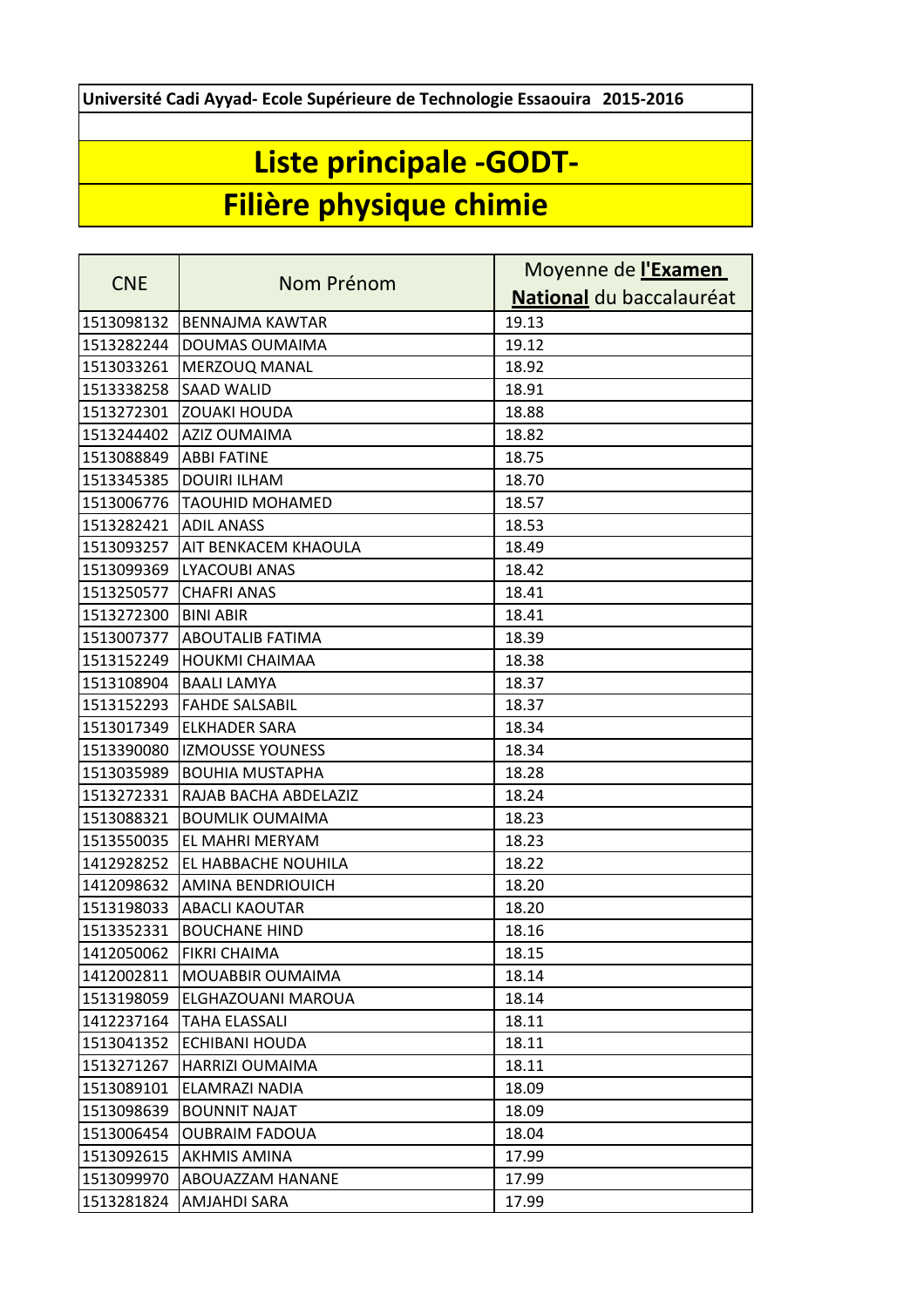**Université Cadi Ayyad- Ecole Supérieure de Technologie Essaouira 2015-2016**

# Liste principale -GODT-

# Filière physique chimie

| CNE | Nom Prénom | Moyenne de **l'Examen National** du baccalauréat |
|---|---|---|
| 1513098132 | BENNAJMA KAWTAR | 19.13 |
| 1513282244 | DOUMAS OUMAIMA | 19.12 |
| 1513033261 | MERZOUQ MANAL | 18.92 |
| 1513338258 | SAAD WALID | 18.91 |
| 1513272301 | ZOUAKI HOUDA | 18.88 |
| 1513244402 | AZIZ OUMAIMA | 18.82 |
| 1513088849 | ABBI FATINE | 18.75 |
| 1513345385 | DOUIRI ILHAM | 18.70 |
| 1513006776 | TAOUHID MOHAMED | 18.57 |
| 1513282421 | ADIL ANASS | 18.53 |
| 1513093257 | AIT BENKACEM KHAOULA | 18.49 |
| 1513099369 | LYACOUBI ANAS | 18.42 |
| 1513250577 | CHAFRI ANAS | 18.41 |
| 1513272300 | BINI ABIR | 18.41 |
| 1513007377 | ABOUTALIB FATIMA | 18.39 |
| 1513152249 | HOUKMI CHAIMAA | 18.38 |
| 1513108904 | BAALI LAMYA | 18.37 |
| 1513152293 | FAHDE SALSABIL | 18.37 |
| 1513017349 | ELKHADER SARA | 18.34 |
| 1513390080 | IZMOUSSE YOUNESS | 18.34 |
| 1513035989 | BOUHIA MUSTAPHA | 18.28 |
| 1513272331 | RAJAB BACHA ABDELAZIZ | 18.24 |
| 1513088321 | BOUMLIK OUMAIMA | 18.23 |
| 1513550035 | EL MAHRI MERYAM | 18.23 |
| 1412928252 | EL HABBACHE NOUHILA | 18.22 |
| 1412098632 | AMINA BENDRIOUICH | 18.20 |
| 1513198033 | ABACLI KAOUTAR | 18.20 |
| 1513352331 | BOUCHANE HIND | 18.16 |
| 1412050062 | FIKRI CHAIMA | 18.15 |
| 1412002811 | MOUABBIR OUMAIMA | 18.14 |
| 1513198059 | ELGHAZOUANI MAROUA | 18.14 |
| 1412237164 | TAHA ELASSALI | 18.11 |
| 1513041352 | ECHIBANI HOUDA | 18.11 |
| 1513271267 | HARRIZI OUMAIMA | 18.11 |
| 1513089101 | ELAMRAZI NADIA | 18.09 |
| 1513098639 | BOUNNIT NAJAT | 18.09 |
| 1513006454 | OUBRAIM FADOUA | 18.04 |
| 1513092615 | AKHMIS AMINA | 17.99 |
| 1513099970 | ABOUAZZAM HANANE | 17.99 |
| 1513281824 | AMJAHDI SARA | 17.99 |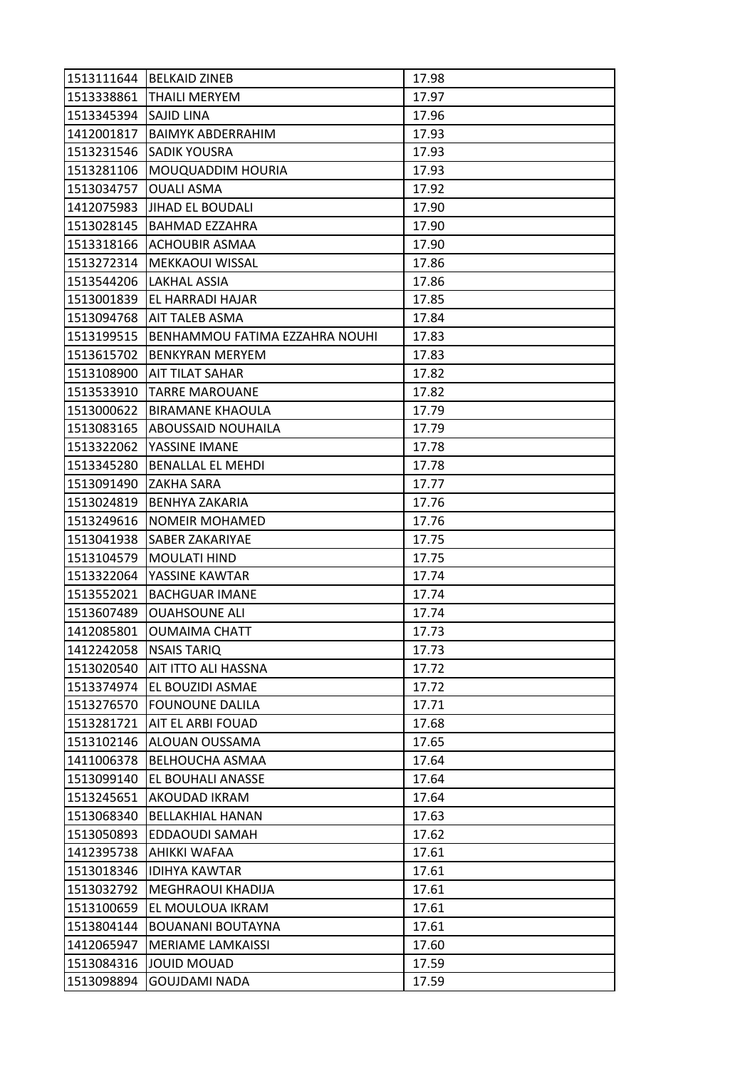| 1513111644 | BELKAID ZINEB | 17.98 |
|---|---|---|
| 1513338861 | THAILI MERYEM | 17.97 |
| 1513345394 | SAJID LINA | 17.96 |
| 1412001817 | BAIMYK ABDERRAHIM | 17.93 |
| 1513231546 | SADIK YOUSRA | 17.93 |
| 1513281106 | MOUQUADDIM HOURIA | 17.93 |
| 1513034757 | OUALI ASMA | 17.92 |
| 1412075983 | JIHAD EL BOUDALI | 17.90 |
| 1513028145 | BAHMAD EZZAHRA | 17.90 |
| 1513318166 | ACHOUBIR ASMAA | 17.90 |
| 1513272314 | MEKKAOUI WISSAL | 17.86 |
| 1513544206 | LAKHAL ASSIA | 17.86 |
| 1513001839 | EL HARRADI HAJAR | 17.85 |
| 1513094768 | AIT TALEB ASMA | 17.84 |
| 1513199515 | BENHAMMOU FATIMA EZZAHRA NOUHI | 17.83 |
| 1513615702 | BENKYRAN MERYEM | 17.83 |
| 1513108900 | AIT TILAT SAHAR | 17.82 |
| 1513533910 | TARRE MAROUANE | 17.82 |
| 1513000622 | BIRAMANE KHAOULA | 17.79 |
| 1513083165 | ABOUSSAID NOUHAILA | 17.79 |
| 1513322062 | YASSINE IMANE | 17.78 |
| 1513345280 | BENALLAL EL MEHDI | 17.78 |
| 1513091490 | ZAKHA SARA | 17.77 |
| 1513024819 | BENHYA ZAKARIA | 17.76 |
| 1513249616 | NOMEIR MOHAMED | 17.76 |
| 1513041938 | SABER ZAKARIYAE | 17.75 |
| 1513104579 | MOULATI HIND | 17.75 |
| 1513322064 | YASSINE KAWTAR | 17.74 |
| 1513552021 | BACHGUAR IMANE | 17.74 |
| 1513607489 | OUAHSOUNE ALI | 17.74 |
| 1412085801 | OUMAIMA CHATT | 17.73 |
| 1412242058 | NSAIS TARIQ | 17.73 |
| 1513020540 | AIT ITTO ALI HASSNA | 17.72 |
| 1513374974 | EL BOUZIDI ASMAE | 17.72 |
| 1513276570 | FOUNOUNE DALILA | 17.71 |
| 1513281721 | AIT EL ARBI FOUAD | 17.68 |
| 1513102146 | ALOUAN OUSSAMA | 17.65 |
| 1411006378 | BELHOUCHA ASMAA | 17.64 |
| 1513099140 | EL BOUHALI ANASSE | 17.64 |
| 1513245651 | AKOUDAD IKRAM | 17.64 |
| 1513068340 | BELLAKHIAL HANAN | 17.63 |
| 1513050893 | EDDAOUDI SAMAH | 17.62 |
| 1412395738 | AHIKKI WAFAA | 17.61 |
| 1513018346 | IDIHYA KAWTAR | 17.61 |
| 1513032792 | MEGHRAOUI KHADIJA | 17.61 |
| 1513100659 | EL MOULOUA IKRAM | 17.61 |
| 1513804144 | BOUANANI BOUTAYNA | 17.61 |
| 1412065947 | MERIAME LAMKAISSI | 17.60 |
| 1513084316 | JOUID MOUAD | 17.59 |
| 1513098894 | GOUJDAMI NADA | 17.59 |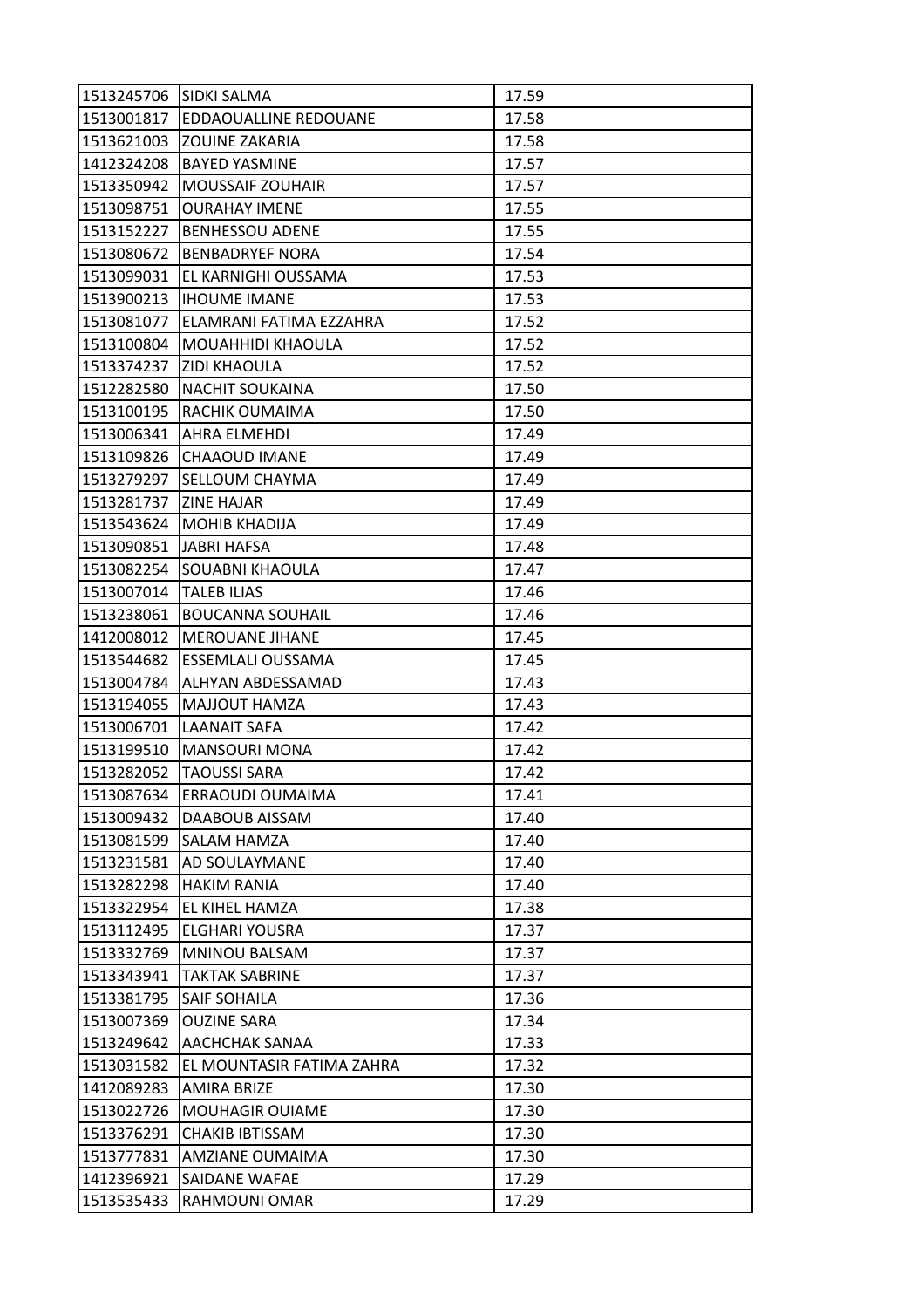| 1513245706 | SIDKI SALMA | 17.59 |
|---|---|---|
| 1513001817 | EDDAOUALLINE REDOUANE | 17.58 |
| 1513621003 | ZOUINE ZAKARIA | 17.58 |
| 1412324208 | BAYED YASMINE | 17.57 |
| 1513350942 | MOUSSAIF ZOUHAIR | 17.57 |
| 1513098751 | OURAHAY IMENE | 17.55 |
| 1513152227 | BENHESSOU ADENE | 17.55 |
| 1513080672 | BENBADRYEF NORA | 17.54 |
| 1513099031 | EL KARNIGHI OUSSAMA | 17.53 |
| 1513900213 | IHOUME IMANE | 17.53 |
| 1513081077 | ELAMRANI FATIMA EZZAHRA | 17.52 |
| 1513100804 | MOUAHHIDI KHAOULA | 17.52 |
| 1513374237 | ZIDI KHAOULA | 17.52 |
| 1512282580 | NACHIT SOUKAINA | 17.50 |
| 1513100195 | RACHIK OUMAIMA | 17.50 |
| 1513006341 | AHRA ELMEHDI | 17.49 |
| 1513109826 | CHAAOUD IMANE | 17.49 |
| 1513279297 | SELLOUM CHAYMA | 17.49 |
| 1513281737 | ZINE HAJAR | 17.49 |
| 1513543624 | MOHIB KHADIJA | 17.49 |
| 1513090851 | JABRI HAFSA | 17.48 |
| 1513082254 | SOUABNI KHAOULA | 17.47 |
| 1513007014 | TALEB ILIAS | 17.46 |
| 1513238061 | BOUCANNA SOUHAIL | 17.46 |
| 1412008012 | MEROUANE JIHANE | 17.45 |
| 1513544682 | ESSEMLALI OUSSAMA | 17.45 |
| 1513004784 | ALHYAN ABDESSAMAD | 17.43 |
| 1513194055 | MAJJOUT HAMZA | 17.43 |
| 1513006701 | LAANAIT SAFA | 17.42 |
| 1513199510 | MANSOURI MONA | 17.42 |
| 1513282052 | TAOUSSI SARA | 17.42 |
| 1513087634 | ERRAOUDI OUMAIMA | 17.41 |
| 1513009432 | DAABOUB AISSAM | 17.40 |
| 1513081599 | SALAM HAMZA | 17.40 |
| 1513231581 | AD SOULAYMANE | 17.40 |
| 1513282298 | HAKIM RANIA | 17.40 |
| 1513322954 | EL KIHEL HAMZA | 17.38 |
| 1513112495 | ELGHARI YOUSRA | 17.37 |
| 1513332769 | MNINOU BALSAM | 17.37 |
| 1513343941 | TAKTAK SABRINE | 17.37 |
| 1513381795 | SAIF SOHAILA | 17.36 |
| 1513007369 | OUZINE SARA | 17.34 |
| 1513249642 | AACHCHAK SANAA | 17.33 |
| 1513031582 | EL MOUNTASIR FATIMA ZAHRA | 17.32 |
| 1412089283 | AMIRA BRIZE | 17.30 |
| 1513022726 | MOUHAGIR OUIAME | 17.30 |
| 1513376291 | CHAKIB IBTISSAM | 17.30 |
| 1513777831 | AMZIANE OUMAIMA | 17.30 |
| 1412396921 | SAIDANE WAFAE | 17.29 |
| 1513535433 | RAHMOUNI OMAR | 17.29 |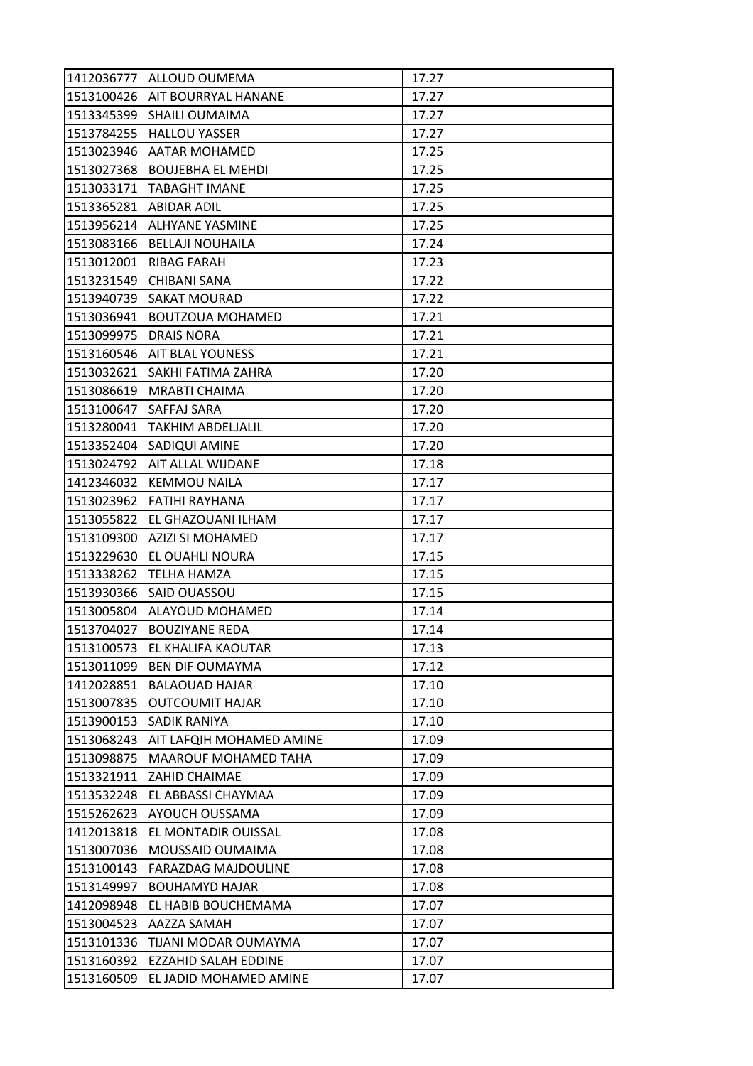| 1412036777 | ALLOUD OUMEMA | 17.27 |
|---|---|---|
| 1513100426 | AIT BOURRYAL HANANE | 17.27 |
| 1513345399 | SHAILI OUMAIMA | 17.27 |
| 1513784255 | HALLOU YASSER | 17.27 |
| 1513023946 | AATAR MOHAMED | 17.25 |
| 1513027368 | BOUJEBHA EL MEHDI | 17.25 |
| 1513033171 | TABAGHT IMANE | 17.25 |
| 1513365281 | ABIDAR ADIL | 17.25 |
| 1513956214 | ALHYANE YASMINE | 17.25 |
| 1513083166 | BELLAJI NOUHAILA | 17.24 |
| 1513012001 | RIBAG FARAH | 17.23 |
| 1513231549 | CHIBANI SANA | 17.22 |
| 1513940739 | SAKAT MOURAD | 17.22 |
| 1513036941 | BOUTZOUA MOHAMED | 17.21 |
| 1513099975 | DRAIS NORA | 17.21 |
| 1513160546 | AIT BLAL YOUNESS | 17.21 |
| 1513032621 | SAKHI FATIMA ZAHRA | 17.20 |
| 1513086619 | MRABTI CHAIMA | 17.20 |
| 1513100647 | SAFFAJ SARA | 17.20 |
| 1513280041 | TAKHIM ABDELJALIL | 17.20 |
| 1513352404 | SADIQUI AMINE | 17.20 |
| 1513024792 | AIT ALLAL WIJDANE | 17.18 |
| 1412346032 | KEMMOU NAILA | 17.17 |
| 1513023962 | FATIHI RAYHANA | 17.17 |
| 1513055822 | EL GHAZOUANI ILHAM | 17.17 |
| 1513109300 | AZIZI SI MOHAMED | 17.17 |
| 1513229630 | EL OUAHLI NOURA | 17.15 |
| 1513338262 | TELHA HAMZA | 17.15 |
| 1513930366 | SAID OUASSOU | 17.15 |
| 1513005804 | ALAYOUD MOHAMED | 17.14 |
| 1513704027 | BOUZIYANE REDA | 17.14 |
| 1513100573 | EL KHALIFA KAOUTAR | 17.13 |
| 1513011099 | BEN DIF OUMAYMA | 17.12 |
| 1412028851 | BALAOUAD HAJAR | 17.10 |
| 1513007835 | OUTCOUMIT HAJAR | 17.10 |
| 1513900153 | SADIK RANIYA | 17.10 |
| 1513068243 | AIT LAFQIH MOHAMED AMINE | 17.09 |
| 1513098875 | MAAROUF MOHAMED TAHA | 17.09 |
| 1513321911 | ZAHID CHAIMAE | 17.09 |
| 1513532248 | EL ABBASSI CHAYMAA | 17.09 |
| 1515262623 | AYOUCH OUSSAMA | 17.09 |
| 1412013818 | EL MONTADIR OUISSAL | 17.08 |
| 1513007036 | MOUSSAID OUMAIMA | 17.08 |
| 1513100143 | FARAZDAG MAJDOULINE | 17.08 |
| 1513149997 | BOUHAMYD HAJAR | 17.08 |
| 1412098948 | EL HABIB BOUCHEMAMA | 17.07 |
| 1513004523 | AAZZA SAMAH | 17.07 |
| 1513101336 | TIJANI MODAR OUMAYMA | 17.07 |
| 1513160392 | EZZAHID SALAH EDDINE | 17.07 |
| 1513160509 | EL JADID MOHAMED AMINE | 17.07 |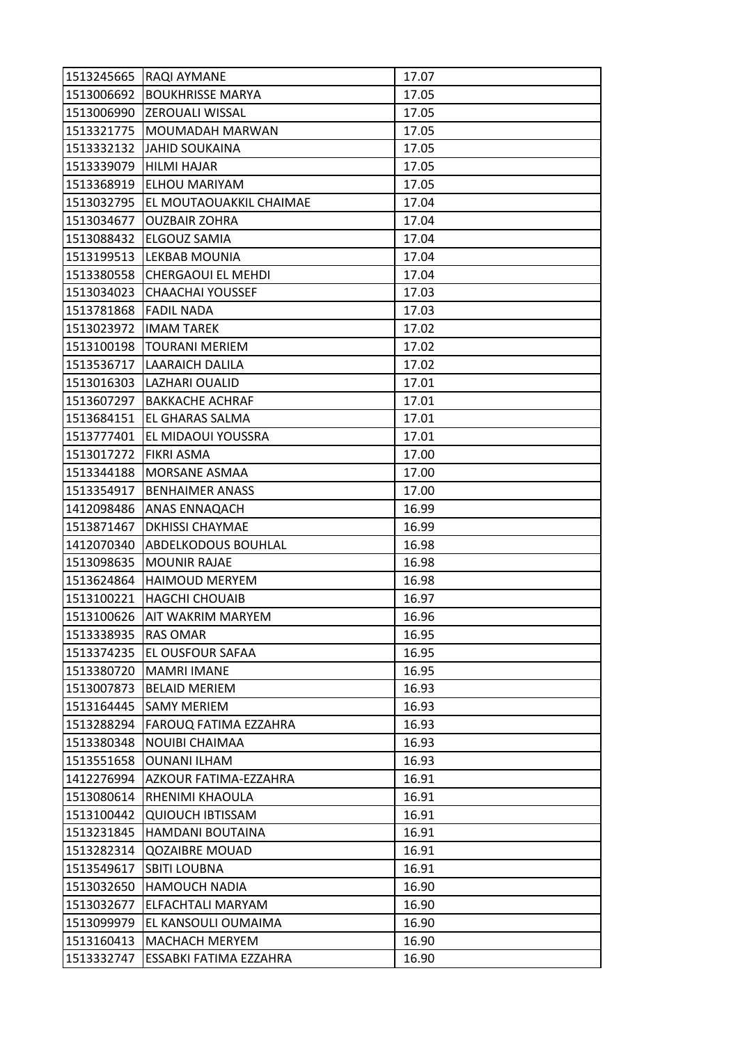| 1513245665 | RAQI AYMANE | 17.07 |
|---|---|---|
| 1513006692 | BOUKHRISSE MARYA | 17.05 |
| 1513006990 | ZEROUALI WISSAL | 17.05 |
| 1513321775 | MOUMADAH MARWAN | 17.05 |
| 1513332132 | JAHID SOUKAINA | 17.05 |
| 1513339079 | HILMI HAJAR | 17.05 |
| 1513368919 | ELHOU MARIYAM | 17.05 |
| 1513032795 | EL MOUTAOUAKKIL CHAIMAE | 17.04 |
| 1513034677 | OUZBAIR ZOHRA | 17.04 |
| 1513088432 | ELGOUZ SAMIA | 17.04 |
| 1513199513 | LEKBAB MOUNIA | 17.04 |
| 1513380558 | CHERGAOUI EL MEHDI | 17.04 |
| 1513034023 | CHAACHAI YOUSSEF | 17.03 |
| 1513781868 | FADIL NADA | 17.03 |
| 1513023972 | IMAM TAREK | 17.02 |
| 1513100198 | TOURANI MERIEM | 17.02 |
| 1513536717 | LAARAICH DALILA | 17.02 |
| 1513016303 | LAZHARI OUALID | 17.01 |
| 1513607297 | BAKKACHE ACHRAF | 17.01 |
| 1513684151 | EL GHARAS SALMA | 17.01 |
| 1513777401 | EL MIDAOUI YOUSSRA | 17.01 |
| 1513017272 | FIKRI ASMA | 17.00 |
| 1513344188 | MORSANE ASMAA | 17.00 |
| 1513354917 | BENHAIMER ANASS | 17.00 |
| 1412098486 | ANAS ENNAQACH | 16.99 |
| 1513871467 | DKHISSI CHAYMAE | 16.99 |
| 1412070340 | ABDELKODOUS BOUHLAL | 16.98 |
| 1513098635 | MOUNIR RAJAE | 16.98 |
| 1513624864 | HAIMOUD MERYEM | 16.98 |
| 1513100221 | HAGCHI CHOUAIB | 16.97 |
| 1513100626 | AIT WAKRIM MARYEM | 16.96 |
| 1513338935 | RAS OMAR | 16.95 |
| 1513374235 | EL OUSFOUR SAFAA | 16.95 |
| 1513380720 | MAMRI IMANE | 16.95 |
| 1513007873 | BELAID MERIEM | 16.93 |
| 1513164445 | SAMY MERIEM | 16.93 |
| 1513288294 | FAROUQ FATIMA EZZAHRA | 16.93 |
| 1513380348 | NOUIBI CHAIMAA | 16.93 |
| 1513551658 | OUNANI ILHAM | 16.93 |
| 1412276994 | AZKOUR FATIMA-EZZAHRA | 16.91 |
| 1513080614 | RHENIMI KHAOULA | 16.91 |
| 1513100442 | QUIOUCH IBTISSAM | 16.91 |
| 1513231845 | HAMDANI BOUTAINA | 16.91 |
| 1513282314 | QOZAIBRE MOUAD | 16.91 |
| 1513549617 | SBITI LOUBNA | 16.91 |
| 1513032650 | HAMOUCH NADIA | 16.90 |
| 1513032677 | ELFACHTALI MARYAM | 16.90 |
| 1513099979 | EL KANSOULI OUMAIMA | 16.90 |
| 1513160413 | MACHACH MERYEM | 16.90 |
| 1513332747 | ESSABKI FATIMA EZZAHRA | 16.90 |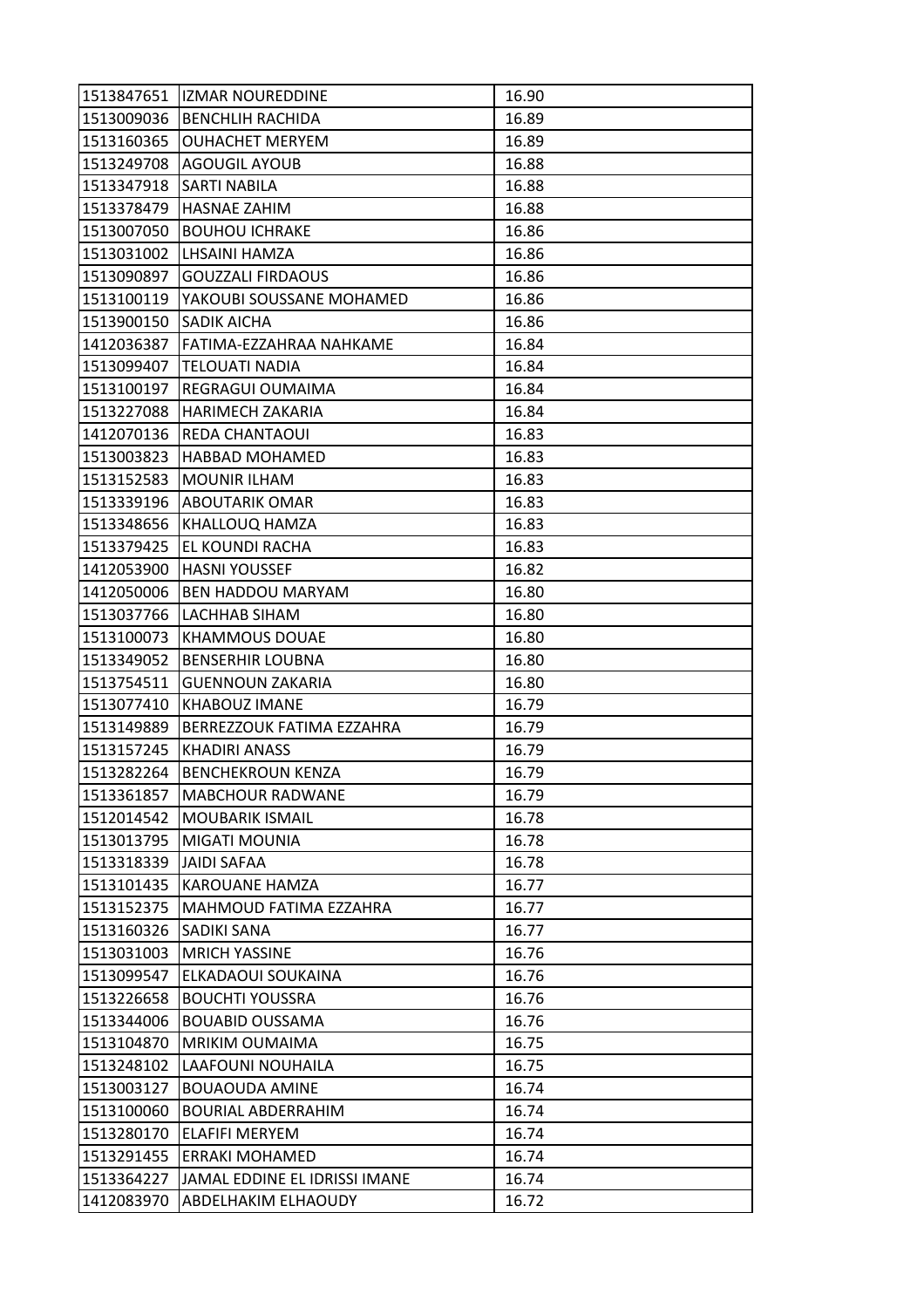| 1513847651 | IZMAR NOUREDDINE | 16.90 |
|---|---|---|
| 1513009036 | BENCHLIH RACHIDA | 16.89 |
| 1513160365 | OUHACHET MERYEM | 16.89 |
| 1513249708 | AGOUGIL AYOUB | 16.88 |
| 1513347918 | SARTI NABILA | 16.88 |
| 1513378479 | HASNAE ZAHIM | 16.88 |
| 1513007050 | BOUHOU ICHRAKE | 16.86 |
| 1513031002 | LHSAINI HAMZA | 16.86 |
| 1513090897 | GOUZZALI FIRDAOUS | 16.86 |
| 1513100119 | YAKOUBI SOUSSANE MOHAMED | 16.86 |
| 1513900150 | SADIK AICHA | 16.86 |
| 1412036387 | FATIMA-EZZAHRAA NAHKAME | 16.84 |
| 1513099407 | TELOUATI NADIA | 16.84 |
| 1513100197 | REGRAGUI OUMAIMA | 16.84 |
| 1513227088 | HARIMECH ZAKARIA | 16.84 |
| 1412070136 | REDA CHANTAOUI | 16.83 |
| 1513003823 | HABBAD MOHAMED | 16.83 |
| 1513152583 | MOUNIR ILHAM | 16.83 |
| 1513339196 | ABOUTARIK OMAR | 16.83 |
| 1513348656 | KHALLOUQ HAMZA | 16.83 |
| 1513379425 | EL KOUNDI RACHA | 16.83 |
| 1412053900 | HASNI YOUSSEF | 16.82 |
| 1412050006 | BEN HADDOU MARYAM | 16.80 |
| 1513037766 | LACHHAB SIHAM | 16.80 |
| 1513100073 | KHAMMOUS DOUAE | 16.80 |
| 1513349052 | BENSERHIR LOUBNA | 16.80 |
| 1513754511 | GUENNOUN ZAKARIA | 16.80 |
| 1513077410 | KHABOUZ IMANE | 16.79 |
| 1513149889 | BERREZZOUK FATIMA EZZAHRA | 16.79 |
| 1513157245 | KHADIRI ANASS | 16.79 |
| 1513282264 | BENCHEKROUN KENZA | 16.79 |
| 1513361857 | MABCHOUR RADWANE | 16.79 |
| 1512014542 | MOUBARIK ISMAIL | 16.78 |
| 1513013795 | MIGATI MOUNIA | 16.78 |
| 1513318339 | JAIDI SAFAA | 16.78 |
| 1513101435 | KAROUANE HAMZA | 16.77 |
| 1513152375 | MAHMOUD FATIMA EZZAHRA | 16.77 |
| 1513160326 | SADIKI SANA | 16.77 |
| 1513031003 | MRICH YASSINE | 16.76 |
| 1513099547 | ELKADAOUI SOUKAINA | 16.76 |
| 1513226658 | BOUCHTI YOUSSRA | 16.76 |
| 1513344006 | BOUABID OUSSAMA | 16.76 |
| 1513104870 | MRIKIM OUMAIMA | 16.75 |
| 1513248102 | LAAFOUNI NOUHAILA | 16.75 |
| 1513003127 | BOUAOUDA AMINE | 16.74 |
| 1513100060 | BOURIAL ABDERRAHIM | 16.74 |
| 1513280170 | ELAFIFI MERYEM | 16.74 |
| 1513291455 | ERRAKI MOHAMED | 16.74 |
| 1513364227 | JAMAL EDDINE EL IDRISSI IMANE | 16.74 |
| 1412083970 | ABDELHAKIM ELHAOUDY | 16.72 |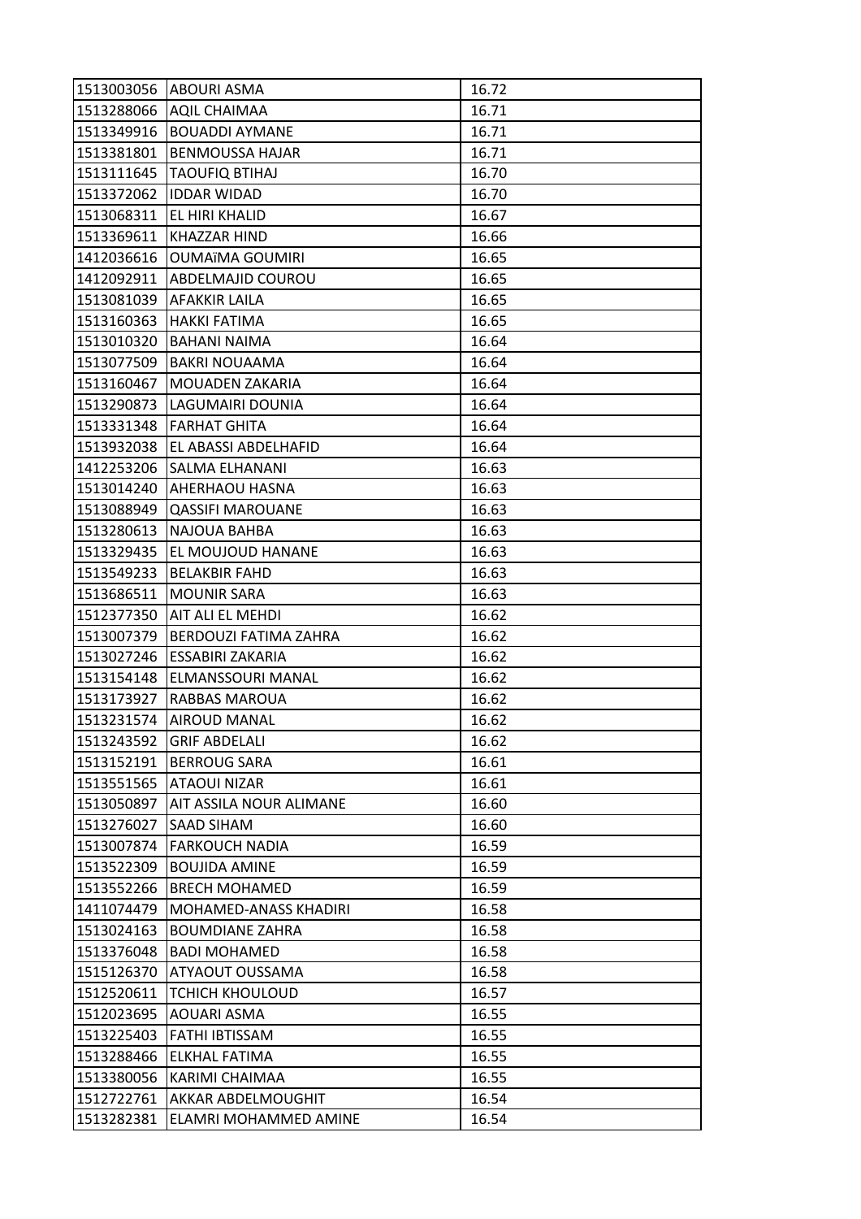| 1513003056 | ABOURI ASMA | 16.72 |
|---|---|---|
| 1513288066 | AQIL CHAIMAA | 16.71 |
| 1513349916 | BOUADDI AYMANE | 16.71 |
| 1513381801 | BENMOUSSA HAJAR | 16.71 |
| 1513111645 | TAOUFIQ BTIHAJ | 16.70 |
| 1513372062 | IDDAR WIDAD | 16.70 |
| 1513068311 | EL HIRI KHALID | 16.67 |
| 1513369611 | KHAZZAR HIND | 16.66 |
| 1412036616 | OUMAïMA GOUMIRI | 16.65 |
| 1412092911 | ABDELMAJID COUROU | 16.65 |
| 1513081039 | AFAKKIR LAILA | 16.65 |
| 1513160363 | HAKKI FATIMA | 16.65 |
| 1513010320 | BAHANI NAIMA | 16.64 |
| 1513077509 | BAKRI NOUAAMA | 16.64 |
| 1513160467 | MOUADEN ZAKARIA | 16.64 |
| 1513290873 | LAGUMAIRI DOUNIA | 16.64 |
| 1513331348 | FARHAT GHITA | 16.64 |
| 1513932038 | EL ABASSI ABDELHAFID | 16.64 |
| 1412253206 | SALMA ELHANANI | 16.63 |
| 1513014240 | AHERHAOU HASNA | 16.63 |
| 1513088949 | QASSIFI MAROUANE | 16.63 |
| 1513280613 | NAJOUA BAHBA | 16.63 |
| 1513329435 | EL MOUJOUD HANANE | 16.63 |
| 1513549233 | BELAKBIR FAHD | 16.63 |
| 1513686511 | MOUNIR SARA | 16.63 |
| 1512377350 | AIT ALI EL MEHDI | 16.62 |
| 1513007379 | BERDOUZI FATIMA ZAHRA | 16.62 |
| 1513027246 | ESSABIRI ZAKARIA | 16.62 |
| 1513154148 | ELMANSSOURI MANAL | 16.62 |
| 1513173927 | RABBAS MAROUA | 16.62 |
| 1513231574 | AIROUD MANAL | 16.62 |
| 1513243592 | GRIF ABDELALI | 16.62 |
| 1513152191 | BERROUG SARA | 16.61 |
| 1513551565 | ATAOUI NIZAR | 16.61 |
| 1513050897 | AIT ASSILA NOUR ALIMANE | 16.60 |
| 1513276027 | SAAD SIHAM | 16.60 |
| 1513007874 | FARKOUCH NADIA | 16.59 |
| 1513522309 | BOUJIDA AMINE | 16.59 |
| 1513552266 | BRECH MOHAMED | 16.59 |
| 1411074479 | MOHAMED-ANASS KHADIRI | 16.58 |
| 1513024163 | BOUMDIANE ZAHRA | 16.58 |
| 1513376048 | BADI MOHAMED | 16.58 |
| 1515126370 | ATYAOUT OUSSAMA | 16.58 |
| 1512520611 | TCHICH KHOULOUD | 16.57 |
| 1512023695 | AOUARI ASMA | 16.55 |
| 1513225403 | FATHI IBTISSAM | 16.55 |
| 1513288466 | ELKHAL FATIMA | 16.55 |
| 1513380056 | KARIMI CHAIMAA | 16.55 |
| 1512722761 | AKKAR ABDELMOUGHIT | 16.54 |
| 1513282381 | ELAMRI MOHAMMED AMINE | 16.54 |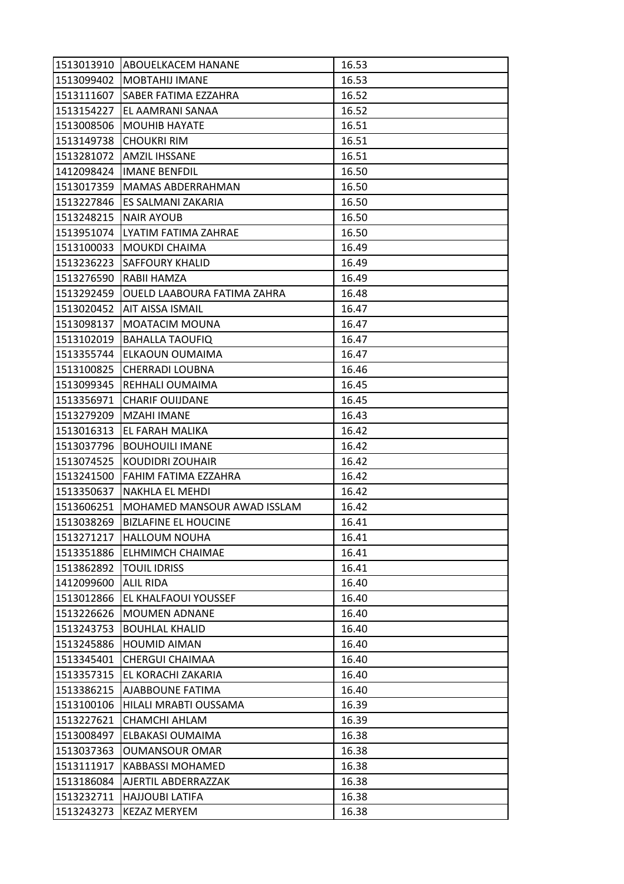| | | |
|---|---|---|
| 1513013910 | ABOUELKACEM HANANE | 16.53 |
| 1513099402 | MOBTAHIJ IMANE | 16.53 |
| 1513111607 | SABER FATIMA EZZAHRA | 16.52 |
| 1513154227 | EL AAMRANI SANAA | 16.52 |
| 1513008506 | MOUHIB HAYATE | 16.51 |
| 1513149738 | CHOUKRI RIM | 16.51 |
| 1513281072 | AMZIL IHSSANE | 16.51 |
| 1412098424 | IMANE BENFDIL | 16.50 |
| 1513017359 | MAMAS ABDERRAHMAN | 16.50 |
| 1513227846 | ES SALMANI ZAKARIA | 16.50 |
| 1513248215 | NAIR AYOUB | 16.50 |
| 1513951074 | LYATIM FATIMA ZAHRAE | 16.50 |
| 1513100033 | MOUKDI CHAIMA | 16.49 |
| 1513236223 | SAFFOURY KHALID | 16.49 |
| 1513276590 | RABII HAMZA | 16.49 |
| 1513292459 | OUELD LAABOURA FATIMA ZAHRA | 16.48 |
| 1513020452 | AIT AISSA ISMAIL | 16.47 |
| 1513098137 | MOATACIM MOUNA | 16.47 |
| 1513102019 | BAHALLA TAOUFIQ | 16.47 |
| 1513355744 | ELKAOUN OUMAIMA | 16.47 |
| 1513100825 | CHERRADI LOUBNA | 16.46 |
| 1513099345 | REHHALI OUMAIMA | 16.45 |
| 1513356971 | CHARIF OUIJDANE | 16.45 |
| 1513279209 | MZAHI IMANE | 16.43 |
| 1513016313 | EL FARAH MALIKA | 16.42 |
| 1513037796 | BOUHOUILI IMANE | 16.42 |
| 1513074525 | KOUDIDRI ZOUHAIR | 16.42 |
| 1513241500 | FAHIM FATIMA EZZAHRA | 16.42 |
| 1513350637 | NAKHLA EL MEHDI | 16.42 |
| 1513606251 | MOHAMED MANSOUR AWAD ISSLAM | 16.42 |
| 1513038269 | BIZLAFINE EL HOUCINE | 16.41 |
| 1513271217 | HALLOUM NOUHA | 16.41 |
| 1513351886 | ELHMIMCH CHAIMAE | 16.41 |
| 1513862892 | TOUIL IDRISS | 16.41 |
| 1412099600 | ALIL RIDA | 16.40 |
| 1513012866 | EL KHALFAOUI YOUSSEF | 16.40 |
| 1513226626 | MOUMEN ADNANE | 16.40 |
| 1513243753 | BOUHLAL KHALID | 16.40 |
| 1513245886 | HOUMID AIMAN | 16.40 |
| 1513345401 | CHERGUI CHAIMAA | 16.40 |
| 1513357315 | EL KORACHI ZAKARIA | 16.40 |
| 1513386215 | AJABBOUNE FATIMA | 16.40 |
| 1513100106 | HILALI MRABTI OUSSAMA | 16.39 |
| 1513227621 | CHAMCHI AHLAM | 16.39 |
| 1513008497 | ELBAKASI OUMAIMA | 16.38 |
| 1513037363 | OUMANSOUR OMAR | 16.38 |
| 1513111917 | KABBASSI MOHAMED | 16.38 |
| 1513186084 | AJERTIL ABDERRAZZAK | 16.38 |
| 1513232711 | HAJJOUBI LATIFA | 16.38 |
| 1513243273 | KEZAZ MERYEM | 16.38 |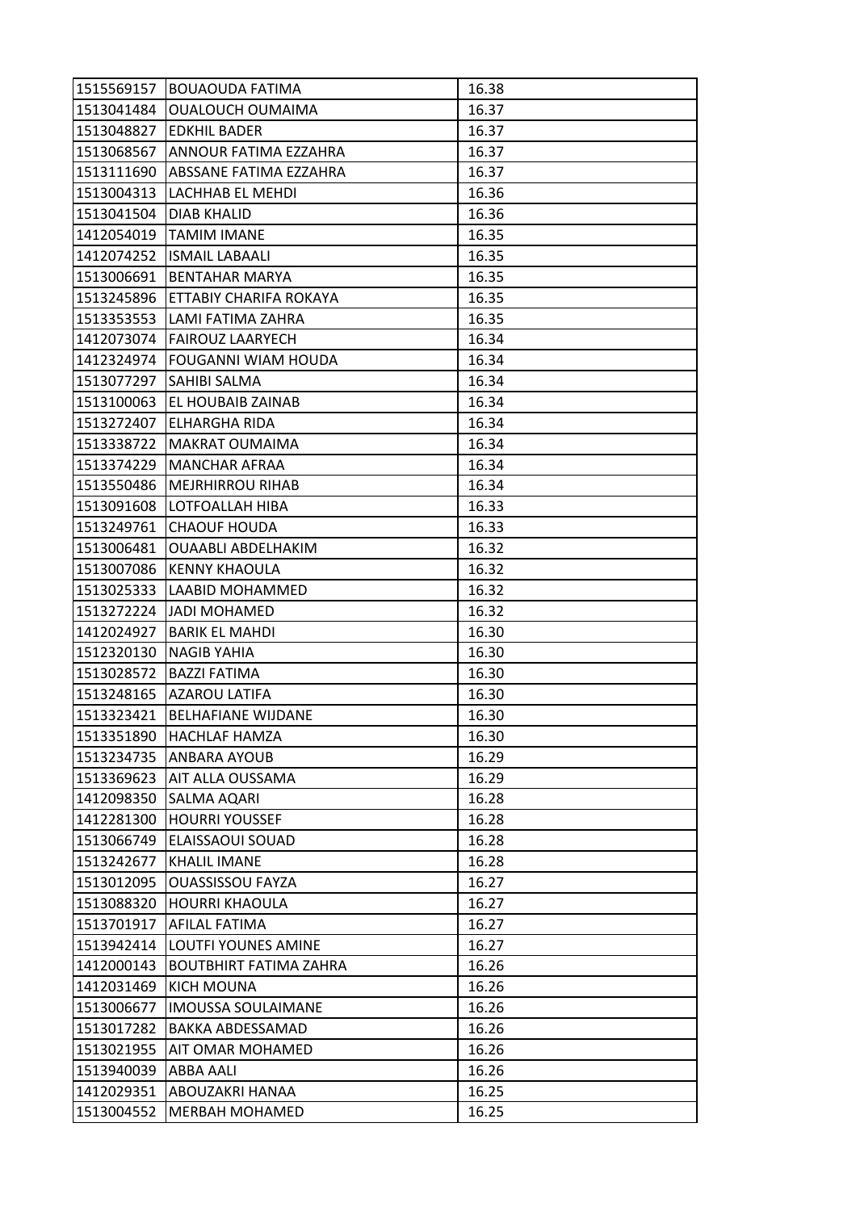| | | |
|---|---|---|
| 1515569157 | BOUAOUDA FATIMA | 16.38 |
| 1513041484 | OUALOUCH OUMAIMA | 16.37 |
| 1513048827 | EDKHIL BADER | 16.37 |
| 1513068567 | ANNOUR FATIMA EZZAHRA | 16.37 |
| 1513111690 | ABSSANE FATIMA EZZAHRA | 16.37 |
| 1513004313 | LACHHAB EL MEHDI | 16.36 |
| 1513041504 | DIAB KHALID | 16.36 |
| 1412054019 | TAMIM IMANE | 16.35 |
| 1412074252 | ISMAIL LABAALI | 16.35 |
| 1513006691 | BENTAHAR MARYA | 16.35 |
| 1513245896 | ETTABIY CHARIFA ROKAYA | 16.35 |
| 1513353553 | LAMI FATIMA ZAHRA | 16.35 |
| 1412073074 | FAIROUZ LAARYECH | 16.34 |
| 1412324974 | FOUGANNI WIAM HOUDA | 16.34 |
| 1513077297 | SAHIBI SALMA | 16.34 |
| 1513100063 | EL HOUBAIB ZAINAB | 16.34 |
| 1513272407 | ELHARGHA RIDA | 16.34 |
| 1513338722 | MAKRAT OUMAIMA | 16.34 |
| 1513374229 | MANCHAR AFRAA | 16.34 |
| 1513550486 | MEJRHIRROU RIHAB | 16.34 |
| 1513091608 | LOTFOALLAH HIBA | 16.33 |
| 1513249761 | CHAOUF HOUDA | 16.33 |
| 1513006481 | OUAABLI ABDELHAKIM | 16.32 |
| 1513007086 | KENNY KHAOULA | 16.32 |
| 1513025333 | LAABID MOHAMMED | 16.32 |
| 1513272224 | JADI MOHAMED | 16.32 |
| 1412024927 | BARIK EL MAHDI | 16.30 |
| 1512320130 | NAGIB YAHIA | 16.30 |
| 1513028572 | BAZZI FATIMA | 16.30 |
| 1513248165 | AZAROU LATIFA | 16.30 |
| 1513323421 | BELHAFIANE WIJDANE | 16.30 |
| 1513351890 | HACHLAF HAMZA | 16.30 |
| 1513234735 | ANBARA AYOUB | 16.29 |
| 1513369623 | AIT ALLA OUSSAMA | 16.29 |
| 1412098350 | SALMA AQARI | 16.28 |
| 1412281300 | HOURRI YOUSSEF | 16.28 |
| 1513066749 | ELAISSAOUI SOUAD | 16.28 |
| 1513242677 | KHALIL IMANE | 16.28 |
| 1513012095 | OUASSISSOU FAYZA | 16.27 |
| 1513088320 | HOURRI KHAOULA | 16.27 |
| 1513701917 | AFILAL FATIMA | 16.27 |
| 1513942414 | LOUTFI YOUNES AMINE | 16.27 |
| 1412000143 | BOUTBHIRT FATIMA ZAHRA | 16.26 |
| 1412031469 | KICH MOUNA | 16.26 |
| 1513006677 | IMOUSSA SOULAIMANE | 16.26 |
| 1513017282 | BAKKA ABDESSAMAD | 16.26 |
| 1513021955 | AIT OMAR MOHAMED | 16.26 |
| 1513940039 | ABBA AALI | 16.26 |
| 1412029351 | ABOUZAKRI HANAA | 16.25 |
| 1513004552 | MERBAH MOHAMED | 16.25 |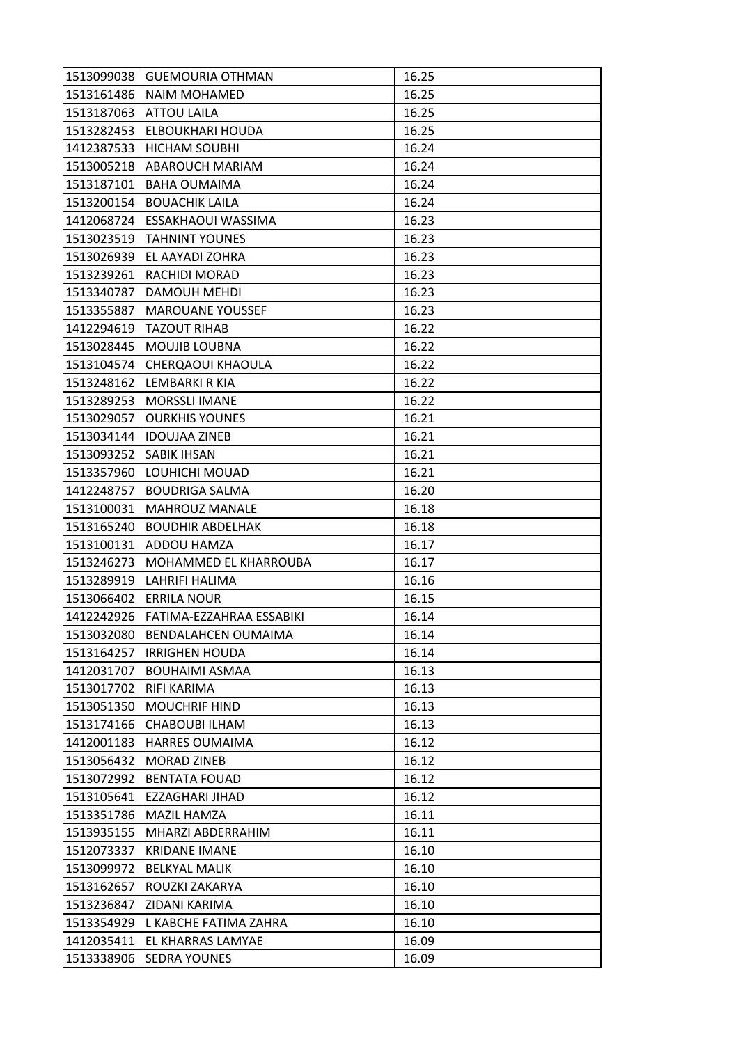| 1513099038 | GUEMOURIA OTHMAN | 16.25 |
|---|---|---|
| 1513161486 | NAIM MOHAMED | 16.25 |
| 1513187063 | ATTOU LAILA | 16.25 |
| 1513282453 | ELBOUKHARI HOUDA | 16.25 |
| 1412387533 | HICHAM SOUBHI | 16.24 |
| 1513005218 | ABAROUCH MARIAM | 16.24 |
| 1513187101 | BAHA OUMAIMA | 16.24 |
| 1513200154 | BOUACHIK LAILA | 16.24 |
| 1412068724 | ESSAKHAOUI WASSIMA | 16.23 |
| 1513023519 | TAHNINT YOUNES | 16.23 |
| 1513026939 | EL AAYADI ZOHRA | 16.23 |
| 1513239261 | RACHIDI MORAD | 16.23 |
| 1513340787 | DAMOUH MEHDI | 16.23 |
| 1513355887 | MAROUANE YOUSSEF | 16.23 |
| 1412294619 | TAZOUT RIHAB | 16.22 |
| 1513028445 | MOUJIB LOUBNA | 16.22 |
| 1513104574 | CHERQAOUI KHAOULA | 16.22 |
| 1513248162 | LEMBARKI R KIA | 16.22 |
| 1513289253 | MORSSLI IMANE | 16.22 |
| 1513029057 | OURKHIS YOUNES | 16.21 |
| 1513034144 | IDOUJAA ZINEB | 16.21 |
| 1513093252 | SABIK IHSAN | 16.21 |
| 1513357960 | LOUHICHI MOUAD | 16.21 |
| 1412248757 | BOUDRIGA SALMA | 16.20 |
| 1513100031 | MAHROUZ MANALE | 16.18 |
| 1513165240 | BOUDHIR ABDELHAK | 16.18 |
| 1513100131 | ADDOU HAMZA | 16.17 |
| 1513246273 | MOHAMMED EL KHARROUBA | 16.17 |
| 1513289919 | LAHRIFI HALIMA | 16.16 |
| 1513066402 | ERRILA NOUR | 16.15 |
| 1412242926 | FATIMA-EZZAHRAA ESSABIKI | 16.14 |
| 1513032080 | BENDALAHCEN OUMAIMA | 16.14 |
| 1513164257 | IRRIGHEN HOUDA | 16.14 |
| 1412031707 | BOUHAIMI ASMAA | 16.13 |
| 1513017702 | RIFI KARIMA | 16.13 |
| 1513051350 | MOUCHRIF HIND | 16.13 |
| 1513174166 | CHABOUBI ILHAM | 16.13 |
| 1412001183 | HARRES OUMAIMA | 16.12 |
| 1513056432 | MORAD ZINEB | 16.12 |
| 1513072992 | BENTATA FOUAD | 16.12 |
| 1513105641 | EZZAGHARI JIHAD | 16.12 |
| 1513351786 | MAZIL HAMZA | 16.11 |
| 1513935155 | MHARZI ABDERRAHIM | 16.11 |
| 1512073337 | KRIDANE IMANE | 16.10 |
| 1513099972 | BELKYAL MALIK | 16.10 |
| 1513162657 | ROUZKI ZAKARYA | 16.10 |
| 1513236847 | ZIDANI KARIMA | 16.10 |
| 1513354929 | L KABCHE FATIMA ZAHRA | 16.10 |
| 1412035411 | EL KHARRAS LAMYAE | 16.09 |
| 1513338906 | SEDRA YOUNES | 16.09 |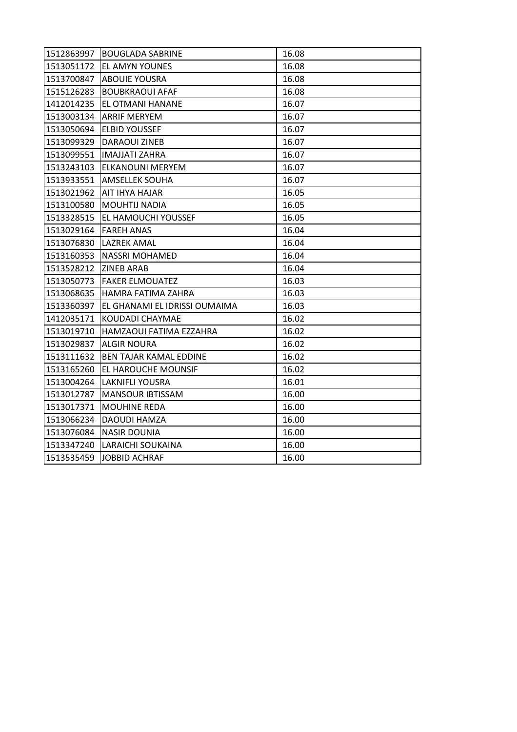| | | |
|---|---|---|
| 1512863997 | BOUGLADA SABRINE | 16.08 |
| 1513051172 | EL AMYN YOUNES | 16.08 |
| 1513700847 | ABOUIE YOUSRA | 16.08 |
| 1515126283 | BOUBKRAOUI AFAF | 16.08 |
| 1412014235 | EL OTMANI HANANE | 16.07 |
| 1513003134 | ARRIF MERYEM | 16.07 |
| 1513050694 | ELBID YOUSSEF | 16.07 |
| 1513099329 | DARAOUI ZINEB | 16.07 |
| 1513099551 | IMAJJATI ZAHRA | 16.07 |
| 1513243103 | ELKANOUNI MERYEM | 16.07 |
| 1513933551 | AMSELLEK SOUHA | 16.07 |
| 1513021962 | AIT IHYA HAJAR | 16.05 |
| 1513100580 | MOUHTIJ NADIA | 16.05 |
| 1513328515 | EL HAMOUCHI YOUSSEF | 16.05 |
| 1513029164 | FAREH ANAS | 16.04 |
| 1513076830 | LAZREK AMAL | 16.04 |
| 1513160353 | NASSRI MOHAMED | 16.04 |
| 1513528212 | ZINEB ARAB | 16.04 |
| 1513050773 | FAKER ELMOUATEZ | 16.03 |
| 1513068635 | HAMRA FATIMA ZAHRA | 16.03 |
| 1513360397 | EL GHANAMI EL IDRISSI OUMAIMA | 16.03 |
| 1412035171 | KOUDADI CHAYMAE | 16.02 |
| 1513019710 | HAMZAOUI FATIMA EZZAHRA | 16.02 |
| 1513029837 | ALGIR NOURA | 16.02 |
| 1513111632 | BEN TAJAR KAMAL EDDINE | 16.02 |
| 1513165260 | EL HAROUCHE MOUNSIF | 16.02 |
| 1513004264 | LAKNIFLI YOUSRA | 16.01 |
| 1513012787 | MANSOUR IBTISSAM | 16.00 |
| 1513017371 | MOUHINE REDA | 16.00 |
| 1513066234 | DAOUDI HAMZA | 16.00 |
| 1513076084 | NASIR DOUNIA | 16.00 |
| 1513347240 | LARAICHI SOUKAINA | 16.00 |
| 1513535459 | JOBBID ACHRAF | 16.00 |